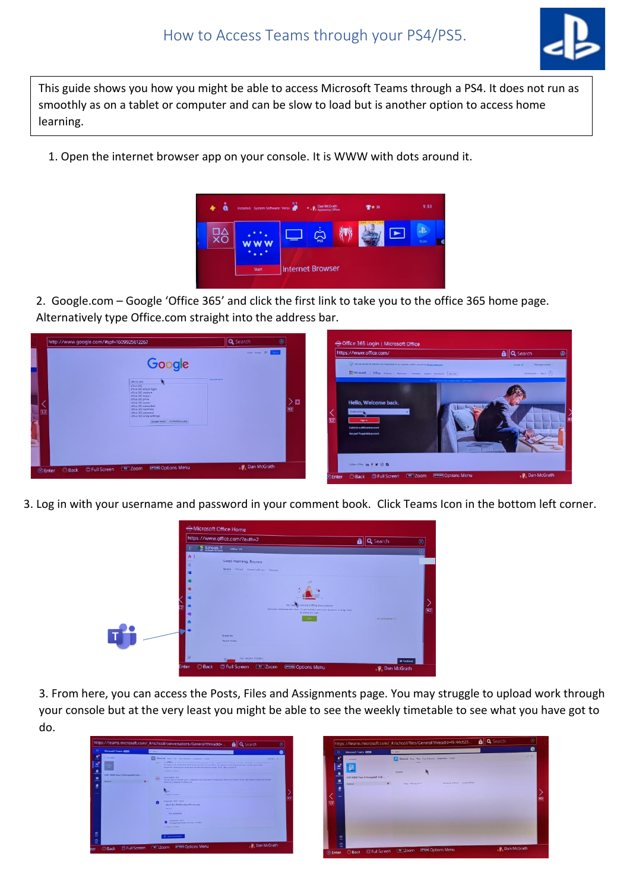# How to Access Teams through your PS4/PS5.

This guide shows you how you might be able to access Microsoft Teams through a PS4. It does not run as smoothly as on a tablet or computer and can be slow to load but is another option to access home learning.

1. Open the internet browser app on your console. It is WWW with dots around it.

2. Google.com – Google 'Office 365' and click the first link to take you to the office 365 home page. Alternatively type Office.com straight into the address bar.

3. Log in with your username and password in your comment book. Click Teams Icon in the bottom left corner.

3. From here, you can access the Posts, Files and Assignments page. You may struggle to upload work through your console but at the very least you might be able to see the weekly timetable to see what you have got to do.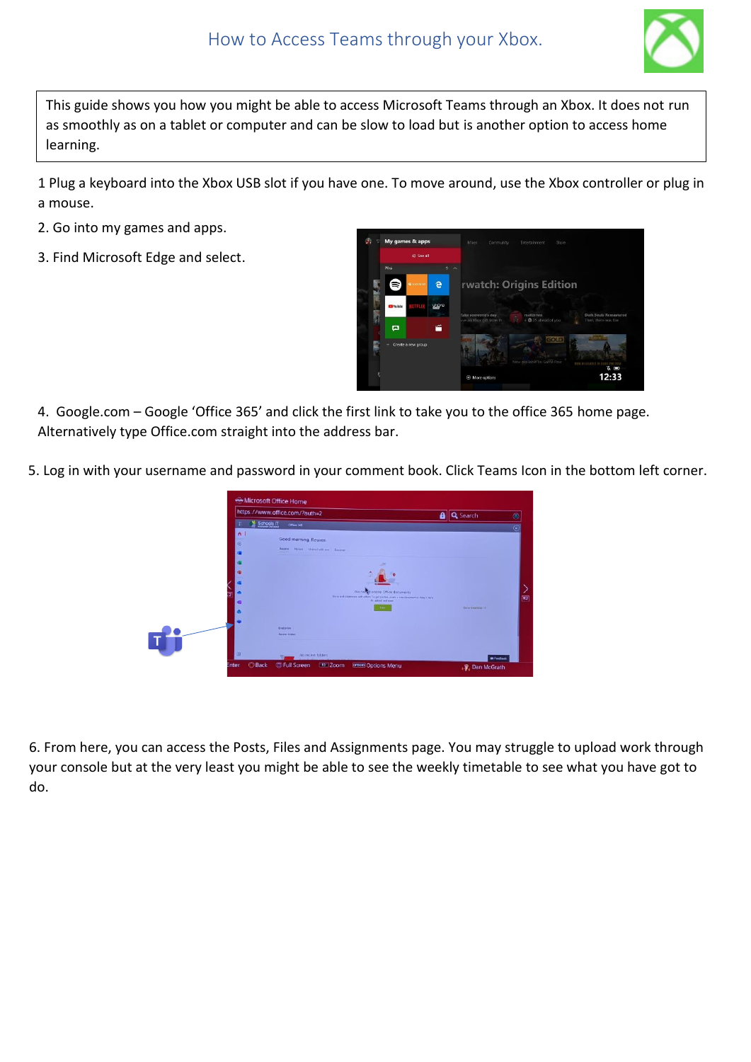# How to Access Teams through your Xbox.

This guide shows you how you might be able to access Microsoft Teams through an Xbox. It does not run as smoothly as on a tablet or computer and can be slow to load but is another option to access home learning.

1 Plug a keyboard into the Xbox USB slot if you have one. To move around, use the Xbox controller or plug in a mouse.

2. Go into my games and apps.

3. Find Microsoft Edge and select.

4. Google.com – Google 'Office 365' and click the first link to take you to the office 365 home page. Alternatively type Office.com straight into the address bar.

5. Log in with your username and password in your comment book. Click Teams Icon in the bottom left corner.

6. From here, you can access the Posts, Files and Assignments page. You may struggle to upload work through your console but at the very least you might be able to see the weekly timetable to see what you have got to do.